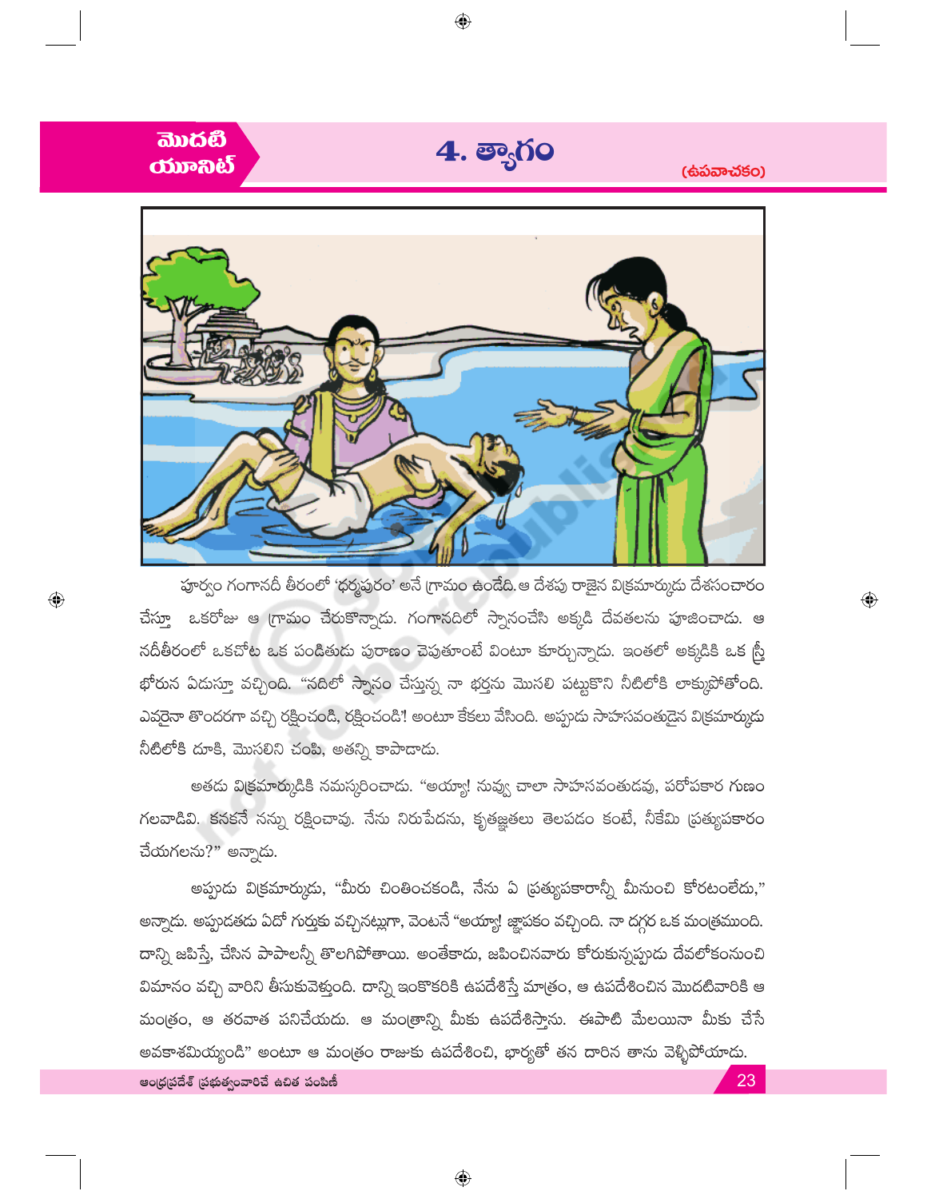మొదటి యూనిట్

# 4. త్యాగం

(ఉపవాచకం)

పూర్వం గంగానదీ తీరంలో 'ధర్మపురం' అనే గ్రామం ఉండేది.ఆ దేశపు రాజైన విక్రమార్కుడు దేశసంచారం చేస్తూ ఒకరోజు ఆ గ్రామం చేరుకొన్నాడు. గంగానదిలో స్నానంచేసి అక్కడి దేవతలను పూజించాడు. ఆ నదీతీరంలో ఒకచోట ఒక పండితుడు పురాణం చెపుతూంటే వింటూ కూర్చున్నాడు. ఇంతలో అక్కడికి ఒక స్త్రీ భోరున ఏడుస్తూ వచ్చింది. "నదిలో స్నానం చేస్తున్న నా భర్తను మొసలి పట్టుకొని నీటిలోకి లాక్కుపోతోంది. ఎవరైనా తొందరగా వచ్చి రక్షించండి, రక్షించండి'! అంటూ కేకలు వేసింది. అప్పుడు సాహసవంతుడైన విక్రమార్కుడు నీటిలోకి దూకి, మొసలిని చంపి, అతన్ని కాపాడాడు.

అతడు విక్రమార్కుడికి నమస్కరించాడు. "అయ్యా! నువ్వు చాలా సాహసవంతుడవు, పరోపకార గుణం గలవాడివి. కనకనే నన్ను రక్షించావు. నేను నిరుపేదను, కృతజ్ఞతలు తెలపడం కంటే, నీకేమి ప్రత్యుపకారం చేయగలను?" అన్నాడు.

అప్పుడు విక్రమార్కుడు, "మీరు చింతించకండి, నేను ఏ ప్రత్యుపకారాన్నీ మీనుంచి కోరటంలేదు," అన్నాడు. అప్పుడతడు ఏదో గుర్తుకు వచ్చినట్లుగా, వెంటనే "అయ్యా! జ్ఞాపకం వచ్చింది. నా దగ్గర ఒక మంత్రముంది. దాన్ని జపిస్తే, చేసిన పాపాలన్నీ తొలగిపోతాయి. అంతేకాదు, జపించినవారు కోరుకున్నప్పుడు దేవలోకంనుంచి విమానం వచ్చి వారిని తీసుకువెళ్తుంది. దాన్ని ఇంకొకరికి ఉపదేశిస్తే మాత్రం, ఆ ఉపదేశించిన మొదటివారికి ఆ మంత్రం, ఆ తరవాత పనిచేయదు. ఆ మంత్రాన్ని మీకు ఉపదేశిస్తాను. ఈపాటి మేలయినా మీకు చేసే అవకాశమియ్యండి" అంటూ ఆ మంత్రం రాజుకు ఉపదేశించి, భార్యతో తన దారిన తాను వెళ్ళిపోయాడు.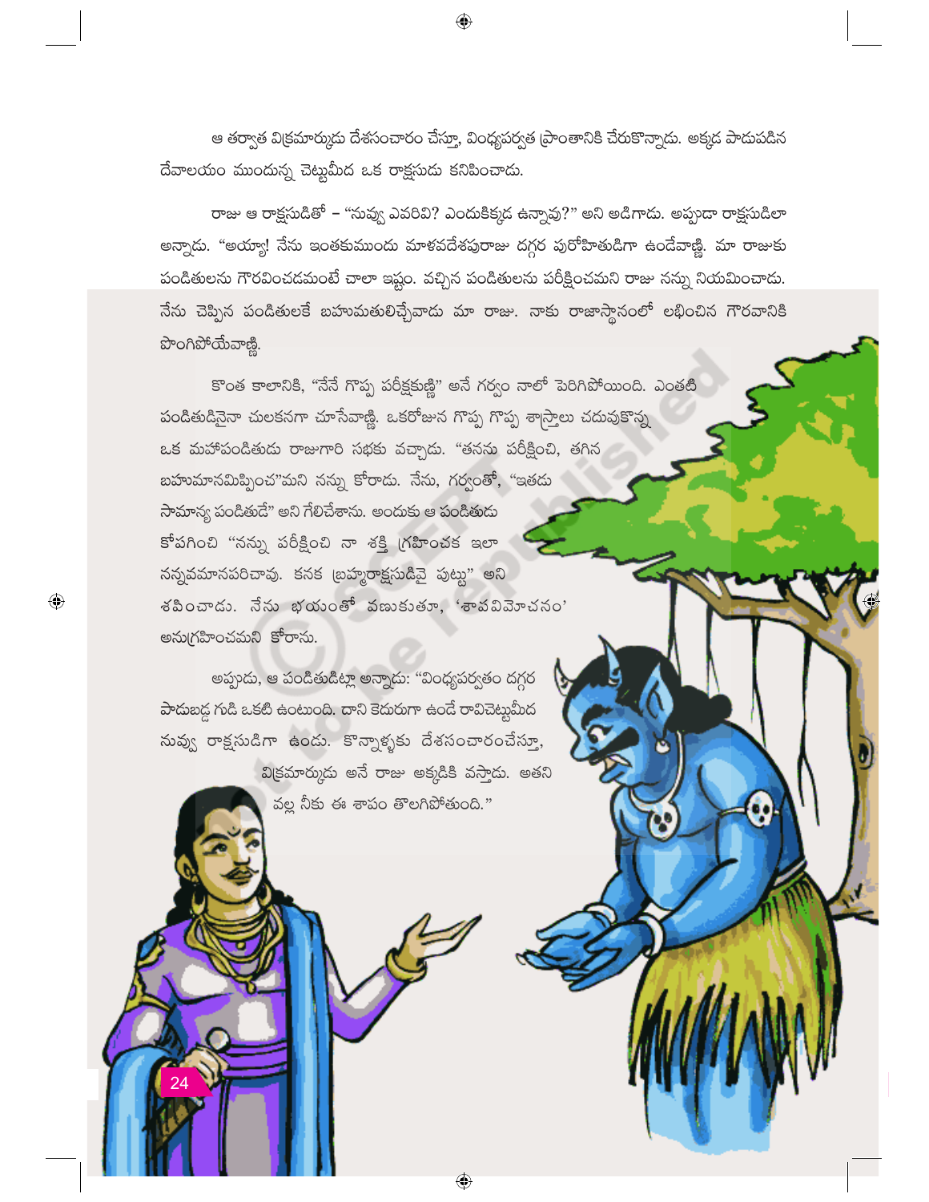ఆ తర్వాత విక్రమార్కుడు దేశసంచారం చేస్తూ, వింధ్యపర్వత ప్రాంతానికి చేరుకొన్నాడు. అక్కడ పాడుపడిన దేవాలయం ముందున్న చెట్టుమీద ఒక రాక్షసుడు కనిపించాడు.

రాజు ఆ రాక్షసుడితో – "నువ్వు ఎవరివి? ఎందుకిక్కడ ఉన్నావు?" అని అడిగాడు. అప్పుడా రాక్షసుడిలా అన్నాడు. "అయ్యా! నేను ఇంతకుముందు మాళవదేశపురాజు దగ్గర పురోహితుడిగా ఉండేవాణ్ణి. మా రాజుకు పండితులను గౌరవించడమంటే చాలా ఇష్టం. వచ్చిన పండితులను పరీక్షించమని రాజు నన్ను నియమించాడు. నేను చెప్పిన పండితులకే బహుమతులిచ్చేవాడు మా రాజు. నాకు రాజాస్థానంలో లభించిన గౌరవానికి పొంగిపోయేవాణ్ణి.

కొంత కాలానికి, "నేనే గొప్ప పరీక్షకుణ్ణి" అనే గర్వం నాలో పెరిగిపోయింది. ఎంతటి పండితుడినైనా చులకనగా చూసేవాణ్ణి. ఒకరోజున గొప్ప గొప్ప శాస్త్రాలు చదువుకొన్న ఒక మహాపండితుడు రాజుగారి సభకు వచ్చాడు. "తనను పరీక్షించి, తగిన బహుమానమిప్పించ"మని నన్ను కోరాడు. నేను, గర్వంతో, "ఇతడు సామాన్య పండితుడే" అని గేలిచేశాను. అందుకు ఆ పండితుడు కోపగించి "నన్ను పరీక్షించి నా శక్తి గ్రహించక ఇలా నన్నవమానపరిచావు. కనక బ్రహ్మరాక్షసుడివై పుట్టు" అని శపించాడు. నేను భయంతో వణుకుతూ, 'శాపవిమోచనం' అనుగ్రహించమని కోరాను.

అప్పుడు, ఆ పండితుడిట్లా అన్నాడు: "వింధ్యపర్వతం దగ్గర పాడుబడ్డ గుడి ఒకటి ఉంటుంది. దాని కెదురుగా ఉండే రావిచెట్టుమీద నువ్వు రాక్షసుడిగా ఉండు. కొన్నాళ్ళకు దేశసంచారంచేస్తూ, విక్రమార్కుడు అనే రాజు అక్కడికి వస్తాడు. అతని వల్ల నీకు ఈ శాపం తొలగిపోతుంది."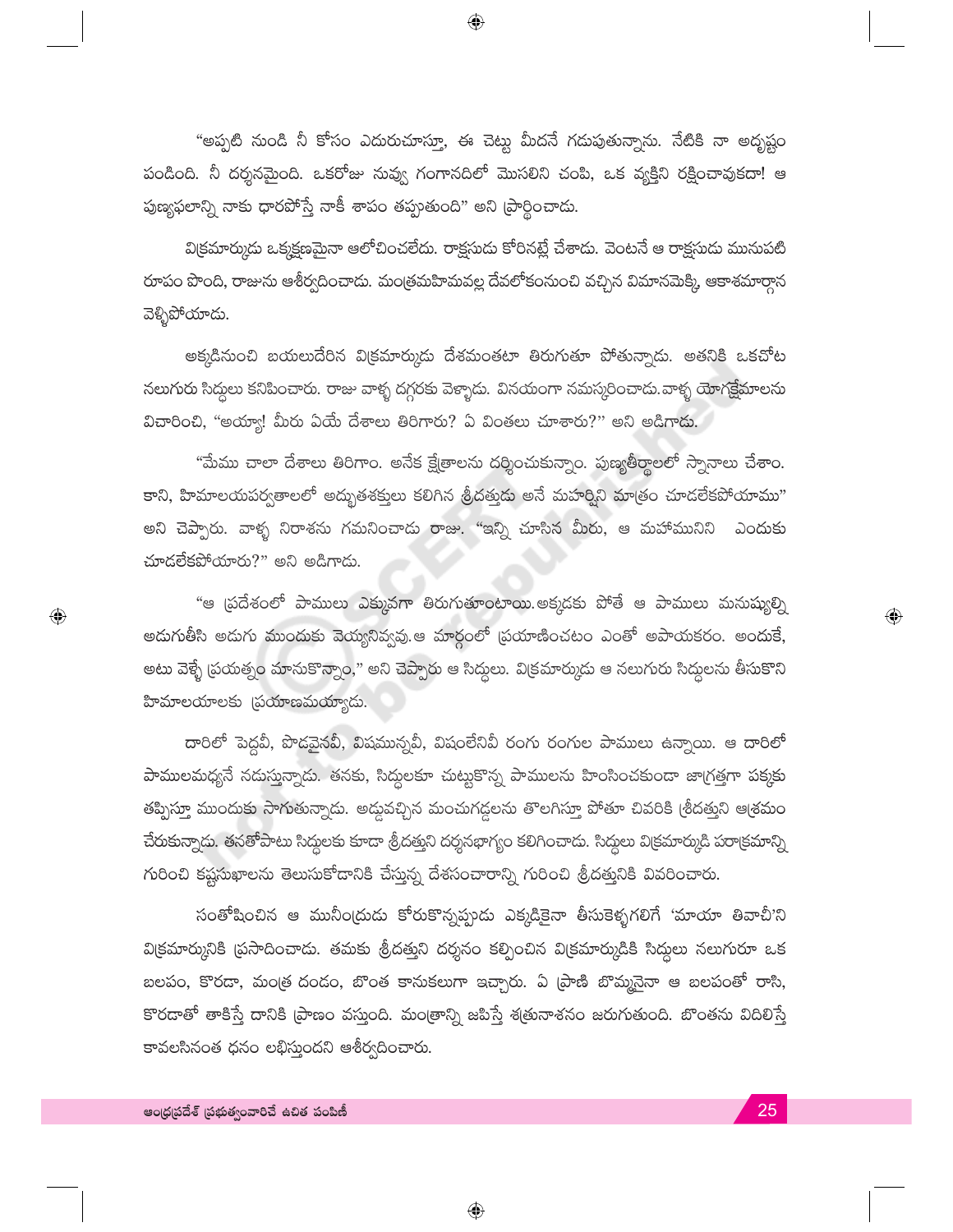"అప్పటి నుండి నీ కోసం ఎదురుచూస్తూ, ఈ చెట్టు మీదనే గడుపుతున్నాను. నేటికి నా అదృష్టం పండింది. నీ దర్శనమైంది. ఒకరోజు నువ్వు గంగానదిలో మొసలిని చంపి, ఒక వ్యక్తిని రక్షించావుకదా! ఆ పుణ్యఫలాన్ని నాకు ధారపోస్తే నాకీ శాపం తప్పుతుంది" అని ప్రార్థించాడు.

విక్రమార్కుడు ఒక్కక్షణమైనా ఆలోచించలేదు. రాక్షసుడు కోరినట్లే చేశాడు. వెంటనే ఆ రాక్షసుడు మునుపటి రూపం పొంది, రాజును ఆశీర్వదించాడు. మంత్రమహిమవల్ల దేవలోకంనుంచి వచ్చిన విమానమెక్కి, ఆకాశమార్గాన వెళ్ళిపోయాడు.

అక్కడినుంచి బయలుదేరిన విక్రమార్కుడు దేశమంతటా తిరుగుతూ పోతున్నాడు. అతనికి ఒకచోట నలుగురు సిద్ధులు కనిపించారు. రాజు వాళ్ళ దగ్గరకు వెళ్ళాడు. వినయంగా నమస్కరించాడు. వాళ్ళ యోగక్షేమాలను విచారించి, "అయ్యా! మీరు ఏయే దేశాలు తిరిగారు? ఏ వింతలు చూశారు?" అని అడిగాడు.

"మేము చాలా దేశాలు తిరిగాం. అనేక క్షేత్రాలను దర్శించుకున్నాం. పుణ్యతీర్థాలలో స్నానాలు చేశాం. కాని, హిమాలయపర్వతాలలో అద్భుతశక్తులు కలిగిన శ్రీదత్తుడు అనే మహర్షిని మాత్రం చూడలేకపోయాము" అని చెప్పారు. వాళ్ళ నిరాశను గమనించాడు రాజు. "ఇన్ని చూసిన మీరు, ఆ మహామునిని ఎందుకు చూడలేకపోయారు?" అని అడిగాడు.

"ఆ ప్రదేశంలో పాములు ఎక్కువగా తిరుగుతూంటాయి. అక్కడకు పోతే ఆ పాములు మనుష్యుల్ని అడుగుతీసి అడుగు ముందుకు వెయ్యనివ్వవు. ఆ మార్గంలో ప్రయాణించటం ఎంతో అపాయకరం. అందుకే, అటు వెళ్ళే ప్రయత్నం మానుకొన్నాం," అని చెప్పారు ఆ సిద్ధులు. విక్రమార్కుడు ఆ నలుగురు సిద్ధులను తీసుకొని హిమాలయాలకు ప్రయాణమయ్యాడు.

దారిలో పెద్దవీ, పొడవైనవీ, విషమున్నవీ, విషంలేనివీ రంగు రంగుల పాములు ఉన్నాయి. ఆ దారిలో పాములమధ్యనే నడుస్తున్నాడు. తనకు, సిద్ధులకూ చుట్టుకొన్న పాములను హింసించకుండా జాగ్రత్తగా పక్కకు తప్పిస్తూ ముందుకు సాగుతున్నాడు. అడ్డువచ్చిన మంచుగడ్డలను తొలగిస్తూ పోతూ చివరికి శ్రీదత్తుని ఆశ్రమం చేరుకున్నాడు. తనతోపాటు సిద్ధులకు కూడా శ్రీదత్తుని దర్శనభాగ్యం కలిగించాడు. సిద్ధులు విక్రమార్కుడి పరాక్రమాన్ని గురించి కష్టసుఖాలను తెలుసుకోడానికి చేస్తున్న దేశసంచారాన్ని గురించి శ్రీదత్తునికి వివరించారు.

సంతోషించిన ఆ మునీంద్రుడు కోరుకొన్నప్పుడు ఎక్కడికైనా తీసుకెళ్ళగలిగే 'మాయా తివాచీ'ని విక్రమార్కునికి ప్రసాదించాడు. తమకు శ్రీదత్తుని దర్శనం కల్పించిన విక్రమార్కుడికి సిద్ధులు నలుగురూ ఒక బలపం, కొరడా, మంత్ర దండం, బొంత కానుకలుగా ఇచ్చారు. ఏ ప్రాణి బొమ్మనైనా ఆ బలపంతో రాసి, కొరడాతో తాకిస్తే దానికి ప్రాణం వస్తుంది. మంత్రాన్ని జపిస్తే శత్రునాశనం జరుగుతుంది. బొంతను విదిలిస్తే కావలసినంత ధనం లభిస్తుందని ఆశీర్వదించారు.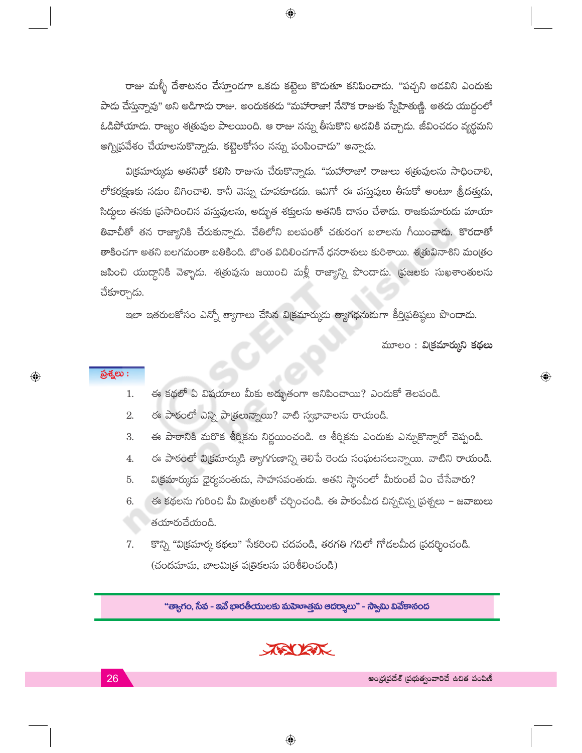రాజు మళ్ళీ దేశాటనం చేస్తూండగా ఒకడు కట్టెలు కొడుతూ కనిపించాడు. "పచ్చని అడవిని ఎందుకు పాడు చేస్తున్నావు" అని అడిగాడు రాజు. అందుకతడు "మహారాజా! నేనొక రాజుకు స్నేహితుణ్ణి. అతడు యుద్ధంలో ఓడిపోయాడు. రాజ్యం శత్రువుల పాలయింది. ఆ రాజు నన్ను తీసుకొని అడవికి వచ్చాడు. జీవించడం వ్యర్థమని అగ్నిప్రవేశం చేయాలనుకొన్నాడు. కట్టెలకోసం నన్ను పంపించాడు" అన్నాడు.

విక్రమార్కుడు అతనితో కలిసి రాజును చేరుకొన్నాడు. "మహారాజా! రాజులు శత్రువులను సాధించాలి, లోకరక్షణకు నడుం బిగించాలి. కానీ వెన్ను చూపకూడదు. ఇవిగో ఈ వస్తువులు తీసుకో అంటూ శ్రీదత్తుడు, సిద్ధులు తనకు ప్రసాదించిన వస్తువులను, అద్భుత శక్తులను అతనికి దానం చేశాడు. రాజకుమారుడు మాయా తివాచీతో తన రాజ్యానికి చేరుకున్నాడు. చేతిలోని బలపంతో చతురంగ బలాలను గీయించాడు. కొరడాతో తాకించగా అతని బలగమంతా బతికింది. బొంత విదిలించగానే ధనరాశులు కురిశాయి. శత్రువినాశిని మంత్రం జపించి యుద్ధానికి వెళ్ళాడు. శత్రువును జయించి మళ్ళీ రాజ్యాన్ని పొందాడు. ప్రజలకు సుఖశాంతులను చేకూర్చాడు.

ఇలా ఇతరులకోసం ఎన్నో త్యాగాలు చేసిన విక్రమార్కుడు త్యాగధనుడుగా కీర్తిప్రతిష్ఠలు పొందాడు.

మూలం : **విక్రమార్కుని కథలు**

## ప్రశ్నలు :

1. ఈ కథలో ఏ విషయాలు మీకు అద్భుతంగా అనిపించాయి? ఎందుకో తెలపండి.
2. ఈ పాఠంలో ఎన్ని పాత్రలున్నాయి? వాటి స్వభావాలను రాయండి.
3. ఈ పాఠానికి మరొక శీర్షికను నిర్ణయించండి. ఆ శీర్షికను ఎందుకు ఎన్నుకొన్నారో చెప్పండి.
4. ఈ పాఠంలో విక్రమార్కుడి త్యాగగుణాన్ని తెలిపే రెండు సంఘటనలున్నాయి. వాటిని రాయండి.
5. విక్రమార్కుడు ధైర్యవంతుడు, సాహసవంతుడు. అతని స్థానంలో మీరుంటే ఏం చేసేవారు?
6. ఈ కథలను గురించి మీ మిత్రులతో చర్చించండి. ఈ పాఠంమీద చిన్నచిన్న ప్రశ్నలు – జవాబులు తయారుచేయండి.
7. కొన్ని "విక్రమార్క కథలు" సేకరించి చదవండి, తరగతి గదిలో గోడలమీద ప్రదర్శించండి. (చందమామ, బాలమిత్ర పత్రికలను పరిశీలించండి)

**"త్యాగం, సేవ - ఇవే భారతీయులకు మహోత్తమ ఆదర్శాలు" - స్వామి వివేకానంద**